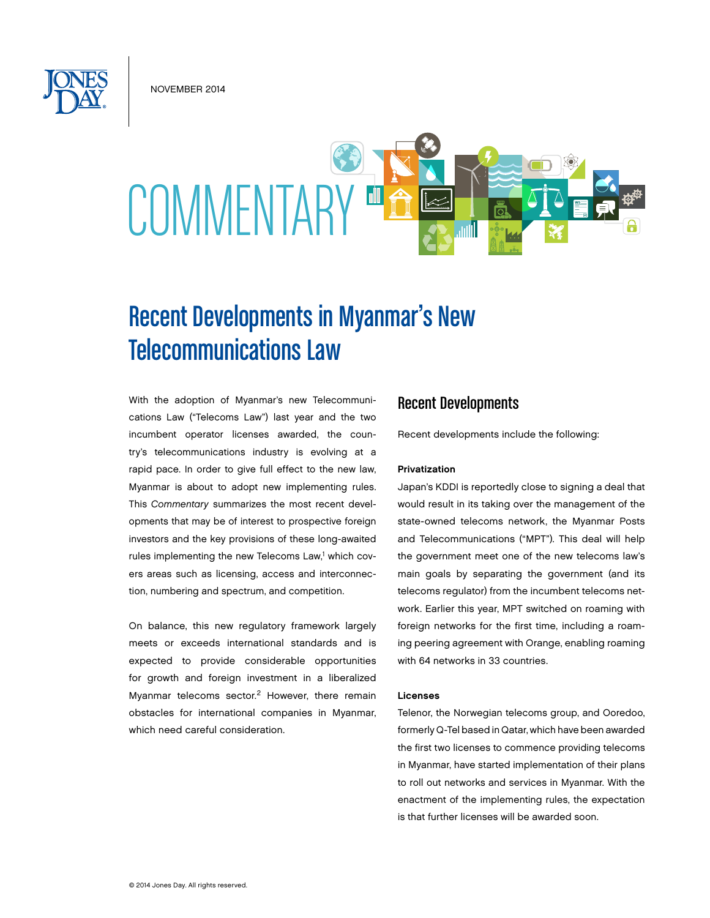NOVEMBER 2014

COMMENTARY

# Recent Developments in Myanmar's New Telecommunications Law

With the adoption of Myanmar's new Telecommunications Law ("Telecoms Law") last year and the two incumbent operator licenses awarded, the country's telecommunications industry is evolving at a rapid pace. In order to give full effect to the new law, Myanmar is about to adopt new implementing rules. This *Commentary* summarizes the most recent developments that may be of interest to prospective foreign investors and the key provisions of these long-awaited rules implementing the new Telecoms Law,[1] which covers areas such as licensing, access and interconnection, numbering and spectrum, and competition.

On balance, this new regulatory framework largely meets or exceeds international standards and is expected to provide considerable opportunities for growth and foreign investment in a liberalized Myanmar telecoms sector.[2] However, there remain obstacles for international companies in Myanmar, which need careful consideration.

## Recent Developments

Recent developments include the following:

**Privatization**

Japan's KDDI is reportedly close to signing a deal that would result in its taking over the management of the state-owned telecoms network, the Myanmar Posts and Telecommunications ("MPT"). This deal will help the government meet one of the new telecoms law's main goals by separating the government (and its telecoms regulator) from the incumbent telecoms network. Earlier this year, MPT switched on roaming with foreign networks for the first time, including a roaming peering agreement with Orange, enabling roaming with 64 networks in 33 countries.

**Licenses**

Telenor, the Norwegian telecoms group, and Ooredoo, formerly Q-Tel based in Qatar, which have been awarded the first two licenses to commence providing telecoms in Myanmar, have started implementation of their plans to roll out networks and services in Myanmar. With the enactment of the implementing rules, the expectation is that further licenses will be awarded soon.

© 2014 Jones Day. All rights reserved.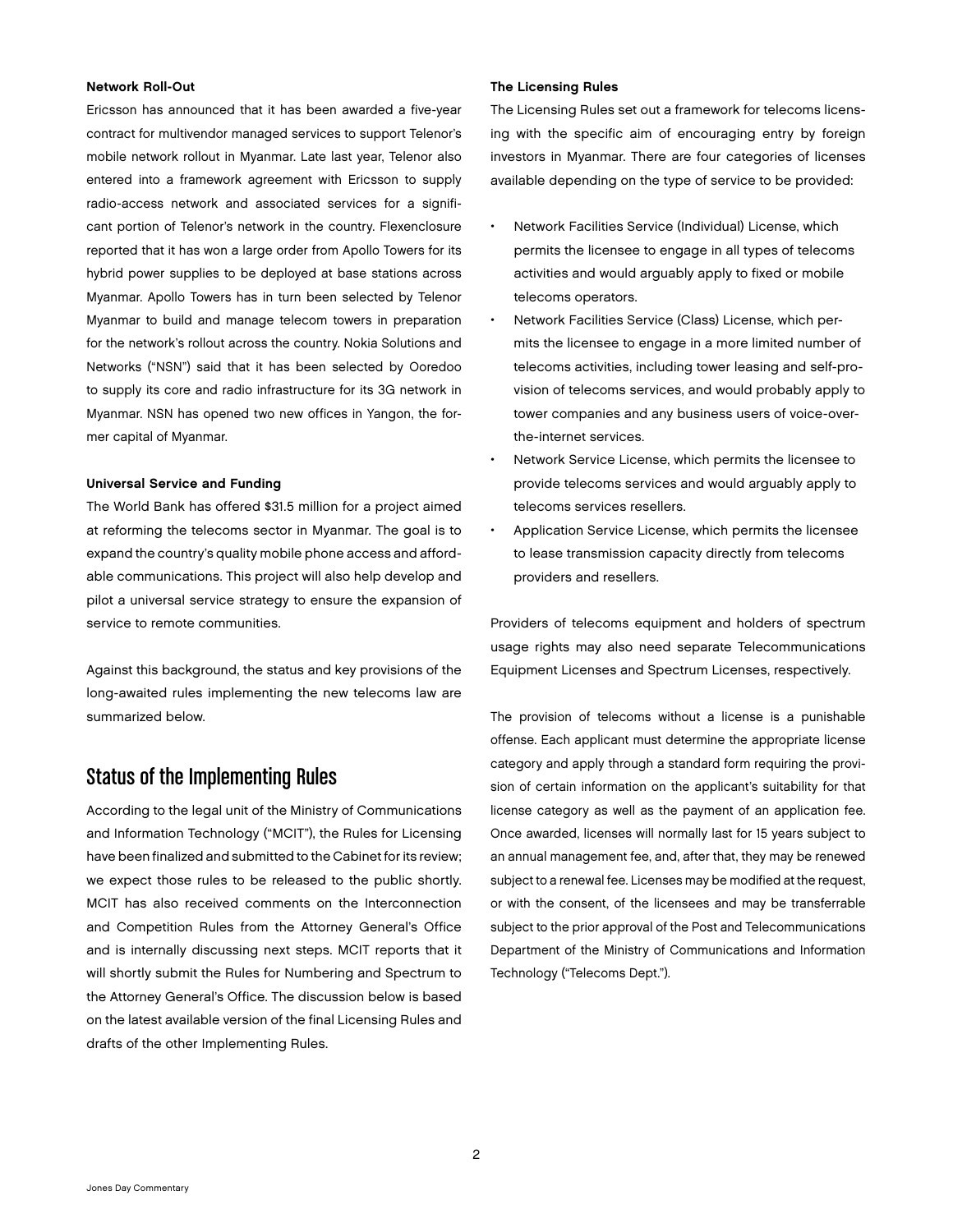**Network Roll-Out**

Ericsson has announced that it has been awarded a five-year contract for multivendor managed services to support Telenor's mobile network rollout in Myanmar. Late last year, Telenor also entered into a framework agreement with Ericsson to supply radio-access network and associated services for a significant portion of Telenor's network in the country. Flexenclosure reported that it has won a large order from Apollo Towers for its hybrid power supplies to be deployed at base stations across Myanmar. Apollo Towers has in turn been selected by Telenor Myanmar to build and manage telecom towers in preparation for the network's rollout across the country. Nokia Solutions and Networks ("NSN") said that it has been selected by Ooredoo to supply its core and radio infrastructure for its 3G network in Myanmar. NSN has opened two new offices in Yangon, the former capital of Myanmar.

**Universal Service and Funding**

The World Bank has offered $31.5 million for a project aimed at reforming the telecoms sector in Myanmar. The goal is to expand the country's quality mobile phone access and affordable communications. This project will also help develop and pilot a universal service strategy to ensure the expansion of service to remote communities.

Against this background, the status and key provisions of the long-awaited rules implementing the new telecoms law are summarized below.

## Status of the Implementing Rules

According to the legal unit of the Ministry of Communications and Information Technology ("MCIT"), the Rules for Licensing have been finalized and submitted to the Cabinet for its review; we expect those rules to be released to the public shortly. MCIT has also received comments on the Interconnection and Competition Rules from the Attorney General's Office and is internally discussing next steps. MCIT reports that it will shortly submit the Rules for Numbering and Spectrum to the Attorney General's Office. The discussion below is based on the latest available version of the final Licensing Rules and drafts of the other Implementing Rules.

**The Licensing Rules**

The Licensing Rules set out a framework for telecoms licensing with the specific aim of encouraging entry by foreign investors in Myanmar. There are four categories of licenses available depending on the type of service to be provided:

- Network Facilities Service (Individual) License, which permits the licensee to engage in all types of telecoms activities and would arguably apply to fixed or mobile telecoms operators.
- Network Facilities Service (Class) License, which permits the licensee to engage in a more limited number of telecoms activities, including tower leasing and self-provision of telecoms services, and would probably apply to tower companies and any business users of voice-over-the-internet services.
- Network Service License, which permits the licensee to provide telecoms services and would arguably apply to telecoms services resellers.
- Application Service License, which permits the licensee to lease transmission capacity directly from telecoms providers and resellers.

Providers of telecoms equipment and holders of spectrum usage rights may also need separate Telecommunications Equipment Licenses and Spectrum Licenses, respectively.

The provision of telecoms without a license is a punishable offense. Each applicant must determine the appropriate license category and apply through a standard form requiring the provision of certain information on the applicant's suitability for that license category as well as the payment of an application fee. Once awarded, licenses will normally last for 15 years subject to an annual management fee, and, after that, they may be renewed subject to a renewal fee. Licenses may be modified at the request, or with the consent, of the licensees and may be transferrable subject to the prior approval of the Post and Telecommunications Department of the Ministry of Communications and Information Technology ("Telecoms Dept.").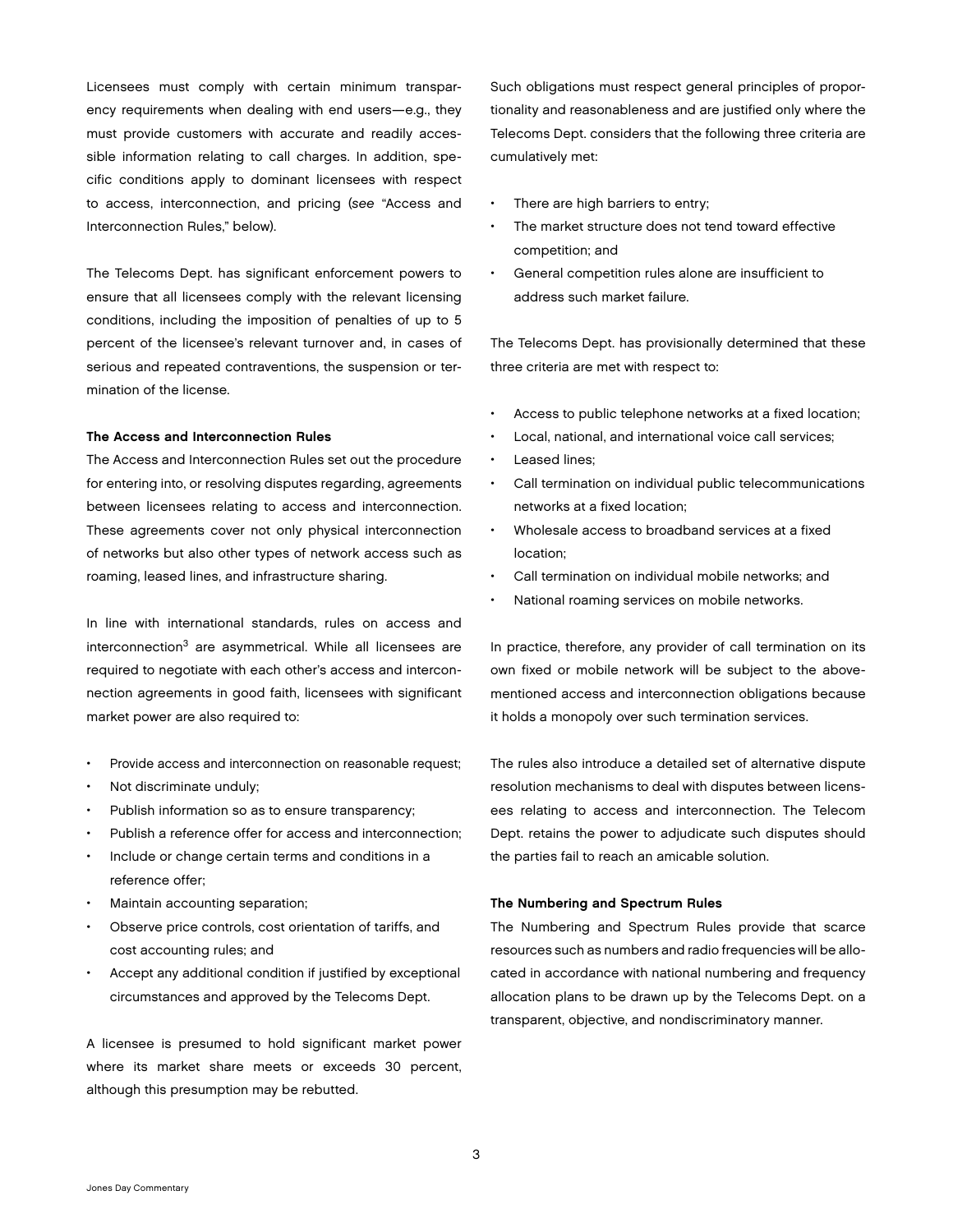Licensees must comply with certain minimum transparency requirements when dealing with end users—e.g., they must provide customers with accurate and readily accessible information relating to call charges. In addition, specific conditions apply to dominant licensees with respect to access, interconnection, and pricing (*see* "Access and Interconnection Rules," below).

The Telecoms Dept. has significant enforcement powers to ensure that all licensees comply with the relevant licensing conditions, including the imposition of penalties of up to 5 percent of the licensee's relevant turnover and, in cases of serious and repeated contraventions, the suspension or termination of the license.

**The Access and Interconnection Rules**

The Access and Interconnection Rules set out the procedure for entering into, or resolving disputes regarding, agreements between licensees relating to access and interconnection. These agreements cover not only physical interconnection of networks but also other types of network access such as roaming, leased lines, and infrastructure sharing.

In line with international standards, rules on access and interconnection[3] are asymmetrical. While all licensees are required to negotiate with each other's access and interconnection agreements in good faith, licensees with significant market power are also required to:

- Provide access and interconnection on reasonable request;
- Not discriminate unduly;
- Publish information so as to ensure transparency;
- Publish a reference offer for access and interconnection;
- Include or change certain terms and conditions in a reference offer;
- Maintain accounting separation;
- Observe price controls, cost orientation of tariffs, and cost accounting rules; and
- Accept any additional condition if justified by exceptional circumstances and approved by the Telecoms Dept.

A licensee is presumed to hold significant market power where its market share meets or exceeds 30 percent, although this presumption may be rebutted.

Such obligations must respect general principles of proportionality and reasonableness and are justified only where the Telecoms Dept. considers that the following three criteria are cumulatively met:

- There are high barriers to entry;
- The market structure does not tend toward effective competition; and
- General competition rules alone are insufficient to address such market failure.

The Telecoms Dept. has provisionally determined that these three criteria are met with respect to:

- Access to public telephone networks at a fixed location;
- Local, national, and international voice call services;
- Leased lines;
- Call termination on individual public telecommunications networks at a fixed location;
- Wholesale access to broadband services at a fixed location;
- Call termination on individual mobile networks; and
- National roaming services on mobile networks.

In practice, therefore, any provider of call termination on its own fixed or mobile network will be subject to the above-mentioned access and interconnection obligations because it holds a monopoly over such termination services.

The rules also introduce a detailed set of alternative dispute resolution mechanisms to deal with disputes between licensees relating to access and interconnection. The Telecom Dept. retains the power to adjudicate such disputes should the parties fail to reach an amicable solution.

**The Numbering and Spectrum Rules**

The Numbering and Spectrum Rules provide that scarce resources such as numbers and radio frequencies will be allocated in accordance with national numbering and frequency allocation plans to be drawn up by the Telecoms Dept. on a transparent, objective, and nondiscriminatory manner.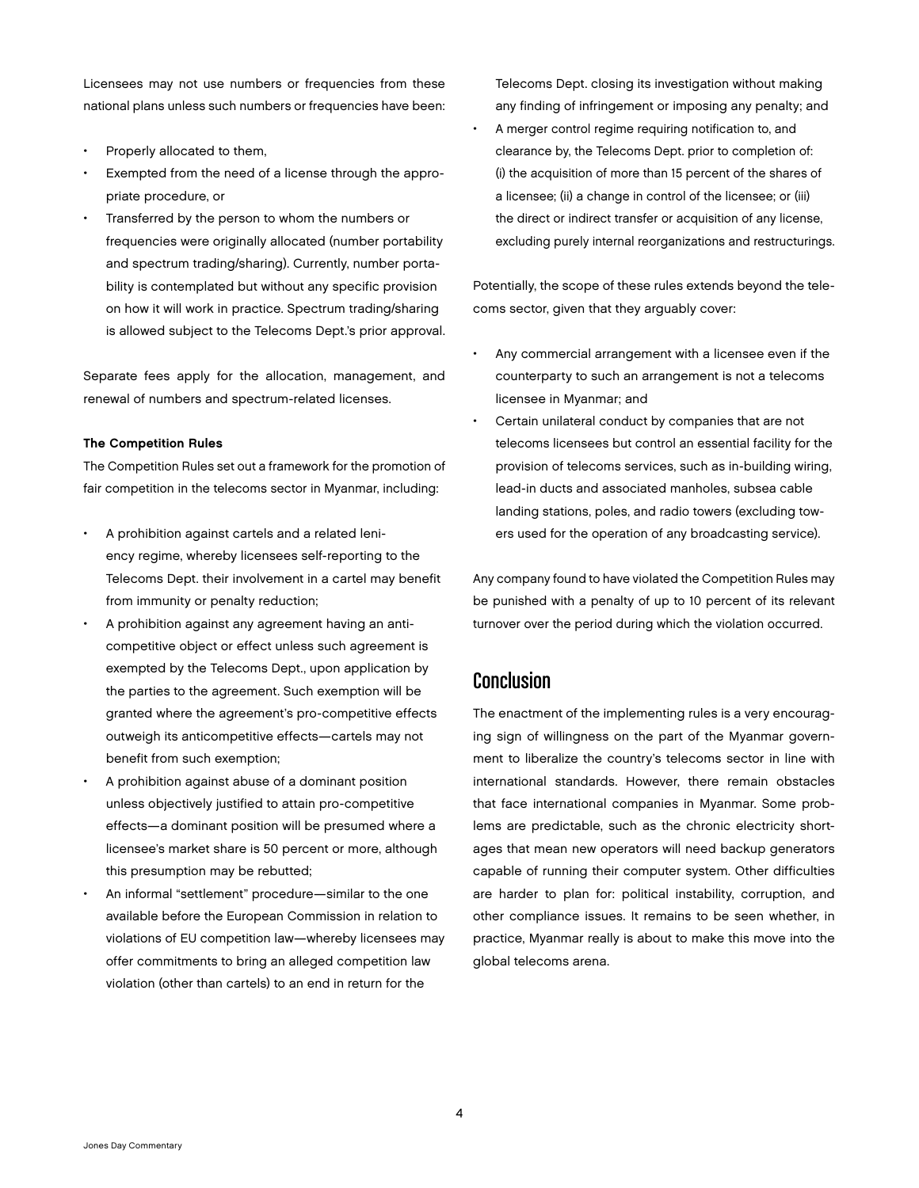Licensees may not use numbers or frequencies from these national plans unless such numbers or frequencies have been:

- Properly allocated to them,
- Exempted from the need of a license through the appropriate procedure, or
- Transferred by the person to whom the numbers or frequencies were originally allocated (number portability and spectrum trading/sharing). Currently, number portability is contemplated but without any specific provision on how it will work in practice. Spectrum trading/sharing is allowed subject to the Telecoms Dept.'s prior approval.

Separate fees apply for the allocation, management, and renewal of numbers and spectrum-related licenses.

**The Competition Rules**

The Competition Rules set out a framework for the promotion of fair competition in the telecoms sector in Myanmar, including:

- A prohibition against cartels and a related leniency regime, whereby licensees self-reporting to the Telecoms Dept. their involvement in a cartel may benefit from immunity or penalty reduction;
- A prohibition against any agreement having an anticompetitive object or effect unless such agreement is exempted by the Telecoms Dept., upon application by the parties to the agreement. Such exemption will be granted where the agreement's pro-competitive effects outweigh its anticompetitive effects—cartels may not benefit from such exemption;
- A prohibition against abuse of a dominant position unless objectively justified to attain pro-competitive effects—a dominant position will be presumed where a licensee's market share is 50 percent or more, although this presumption may be rebutted;
- An informal "settlement" procedure—similar to the one available before the European Commission in relation to violations of EU competition law—whereby licensees may offer commitments to bring an alleged competition law violation (other than cartels) to an end in return for the Telecoms Dept. closing its investigation without making any finding of infringement or imposing any penalty; and
- A merger control regime requiring notification to, and clearance by, the Telecoms Dept. prior to completion of: (i) the acquisition of more than 15 percent of the shares of a licensee; (ii) a change in control of the licensee; or (iii) the direct or indirect transfer or acquisition of any license, excluding purely internal reorganizations and restructurings.

Potentially, the scope of these rules extends beyond the telecoms sector, given that they arguably cover:

- Any commercial arrangement with a licensee even if the counterparty to such an arrangement is not a telecoms licensee in Myanmar; and
- Certain unilateral conduct by companies that are not telecoms licensees but control an essential facility for the provision of telecoms services, such as in-building wiring, lead-in ducts and associated manholes, subsea cable landing stations, poles, and radio towers (excluding towers used for the operation of any broadcasting service).

Any company found to have violated the Competition Rules may be punished with a penalty of up to 10 percent of its relevant turnover over the period during which the violation occurred.

## Conclusion

The enactment of the implementing rules is a very encouraging sign of willingness on the part of the Myanmar government to liberalize the country's telecoms sector in line with international standards. However, there remain obstacles that face international companies in Myanmar. Some problems are predictable, such as the chronic electricity shortages that mean new operators will need backup generators capable of running their computer system. Other difficulties are harder to plan for: political instability, corruption, and other compliance issues. It remains to be seen whether, in practice, Myanmar really is about to make this move into the global telecoms arena.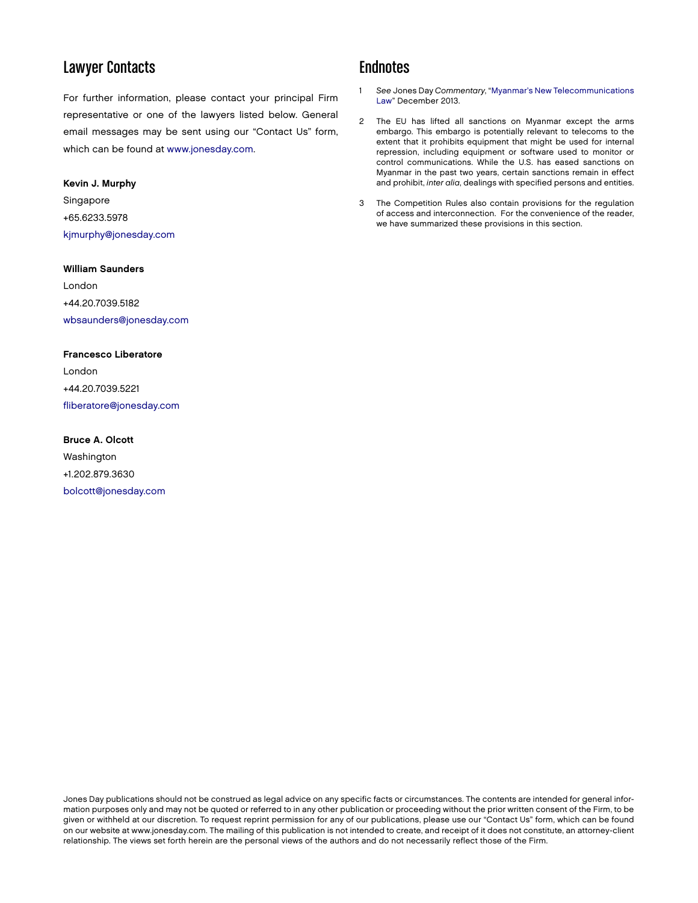## Lawyer Contacts

For further information, please contact your principal Firm representative or one of the lawyers listed below. General email messages may be sent using our "Contact Us" form, which can be found at www.jonesday.com.

**Kevin J. Murphy**
Singapore
+65.6233.5978
kjmurphy@jonesday.com

**William Saunders**
London
+44.20.7039.5182
wbsaunders@jonesday.com

**Francesco Liberatore**
London
+44.20.7039.5221
fliberatore@jonesday.com

**Bruce A. Olcott**
Washington
+1.202.879.3630
bolcott@jonesday.com

## Endnotes

1. *See* Jones Day *Commentary*, "Myanmar's New Telecommunications Law" December 2013.

2. The EU has lifted all sanctions on Myanmar except the arms embargo. This embargo is potentially relevant to telecoms to the extent that it prohibits equipment that might be used for internal repression, including equipment or software used to monitor or control communications. While the U.S. has eased sanctions on Myanmar in the past two years, certain sanctions remain in effect and prohibit, *inter alia*, dealings with specified persons and entities.

3. The Competition Rules also contain provisions for the regulation of access and interconnection. For the convenience of the reader, we have summarized these provisions in this section.

Jones Day publications should not be construed as legal advice on any specific facts or circumstances. The contents are intended for general information purposes only and may not be quoted or referred to in any other publication or proceeding without the prior written consent of the Firm, to be given or withheld at our discretion. To request reprint permission for any of our publications, please use our "Contact Us" form, which can be found on our website at www.jonesday.com. The mailing of this publication is not intended to create, and receipt of it does not constitute, an attorney-client relationship. The views set forth herein are the personal views of the authors and do not necessarily reflect those of the Firm.